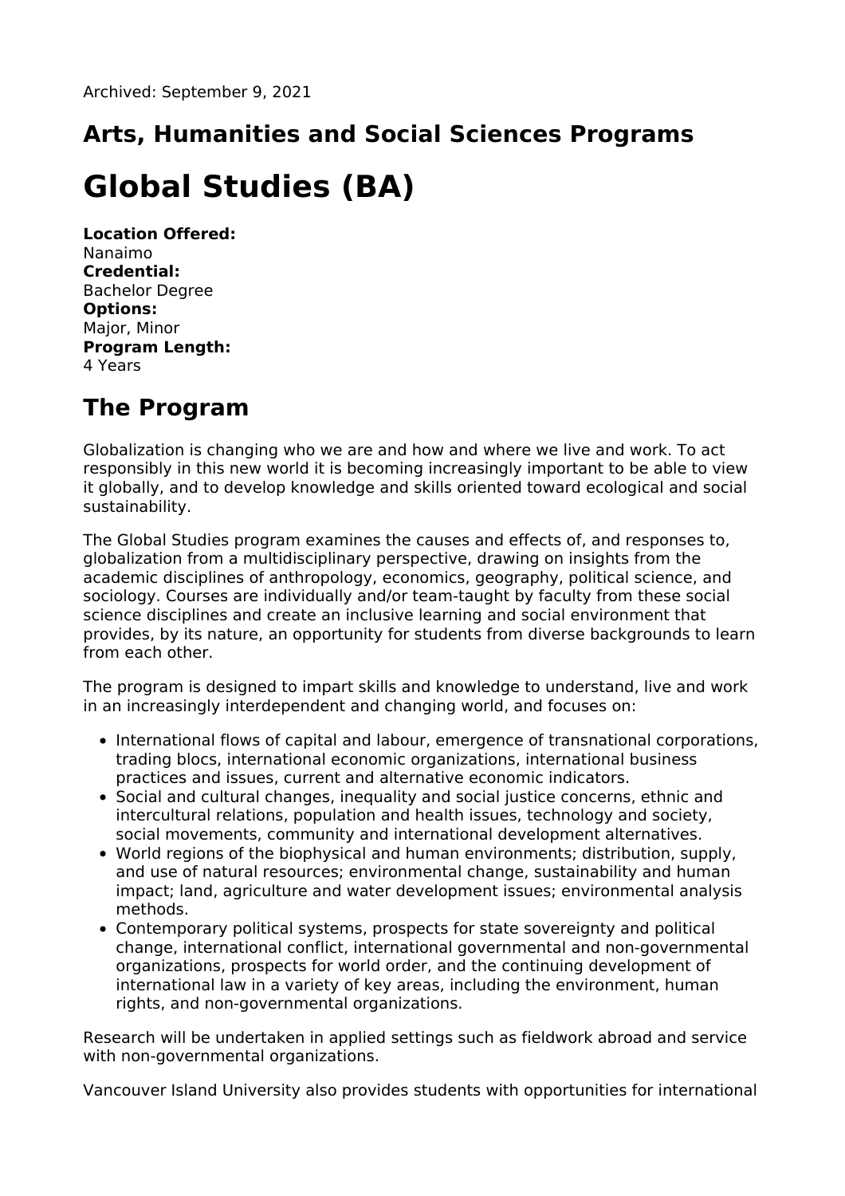Archived: September 9, 2021

## Arts, Humanities and Social Sciences Programs

# Global Studies (BA)

**Location Offered:**
Nanaimo
**Credential:**
Bachelor Degree
**Options:**
Major, Minor
**Program Length:**
4 Years

## The Program

Globalization is changing who we are and how and where we live and work. To act responsibly in this new world it is becoming increasingly important to be able to view it globally, and to develop knowledge and skills oriented toward ecological and social sustainability.

The Global Studies program examines the causes and effects of, and responses to, globalization from a multidisciplinary perspective, drawing on insights from the academic disciplines of anthropology, economics, geography, political science, and sociology. Courses are individually and/or team-taught by faculty from these social science disciplines and create an inclusive learning and social environment that provides, by its nature, an opportunity for students from diverse backgrounds to learn from each other.

The program is designed to impart skills and knowledge to understand, live and work in an increasingly interdependent and changing world, and focuses on:

- International flows of capital and labour, emergence of transnational corporations, trading blocs, international economic organizations, international business practices and issues, current and alternative economic indicators.
- Social and cultural changes, inequality and social justice concerns, ethnic and intercultural relations, population and health issues, technology and society, social movements, community and international development alternatives.
- World regions of the biophysical and human environments; distribution, supply, and use of natural resources; environmental change, sustainability and human impact; land, agriculture and water development issues; environmental analysis methods.
- Contemporary political systems, prospects for state sovereignty and political change, international conflict, international governmental and non-governmental organizations, prospects for world order, and the continuing development of international law in a variety of key areas, including the environment, human rights, and non-governmental organizations.

Research will be undertaken in applied settings such as fieldwork abroad and service with non-governmental organizations.

Vancouver Island University also provides students with opportunities for international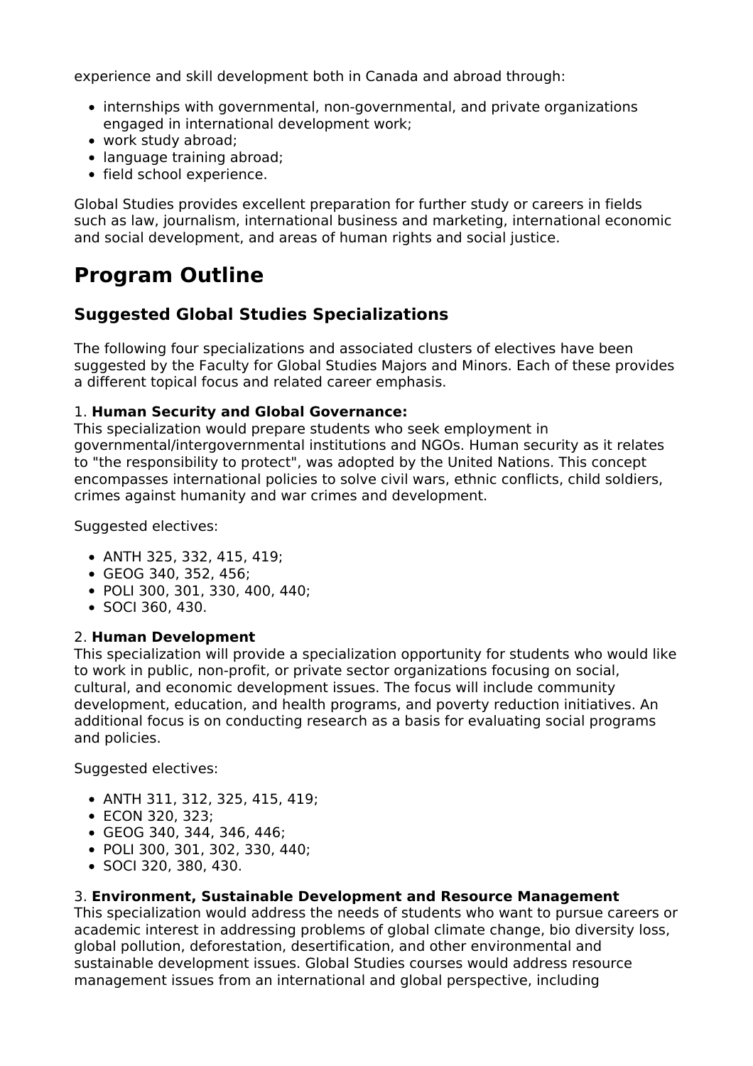experience and skill development both in Canada and abroad through:

- internships with governmental, non-governmental, and private organizations engaged in international development work;
- work study abroad;
- language training abroad;
- field school experience.

Global Studies provides excellent preparation for further study or careers in fields such as law, journalism, international business and marketing, international economic and social development, and areas of human rights and social justice.

# Program Outline

## Suggested Global Studies Specializations

The following four specializations and associated clusters of electives have been suggested by the Faculty for Global Studies Majors and Minors. Each of these provides a different topical focus and related career emphasis.

1. **Human Security and Global Governance:**
This specialization would prepare students who seek employment in governmental/intergovernmental institutions and NGOs. Human security as it relates to "the responsibility to protect", was adopted by the United Nations. This concept encompasses international policies to solve civil wars, ethnic conflicts, child soldiers, crimes against humanity and war crimes and development.

Suggested electives:

- ANTH 325, 332, 415, 419;
- GEOG 340, 352, 456;
- POLI 300, 301, 330, 400, 440;
- SOCI 360, 430.

2. **Human Development**
This specialization will provide a specialization opportunity for students who would like to work in public, non-profit, or private sector organizations focusing on social, cultural, and economic development issues. The focus will include community development, education, and health programs, and poverty reduction initiatives. An additional focus is on conducting research as a basis for evaluating social programs and policies.

Suggested electives:

- ANTH 311, 312, 325, 415, 419;
- ECON 320, 323;
- GEOG 340, 344, 346, 446;
- POLI 300, 301, 302, 330, 440;
- SOCI 320, 380, 430.

3. **Environment, Sustainable Development and Resource Management**
This specialization would address the needs of students who want to pursue careers or academic interest in addressing problems of global climate change, bio diversity loss, global pollution, deforestation, desertification, and other environmental and sustainable development issues. Global Studies courses would address resource management issues from an international and global perspective, including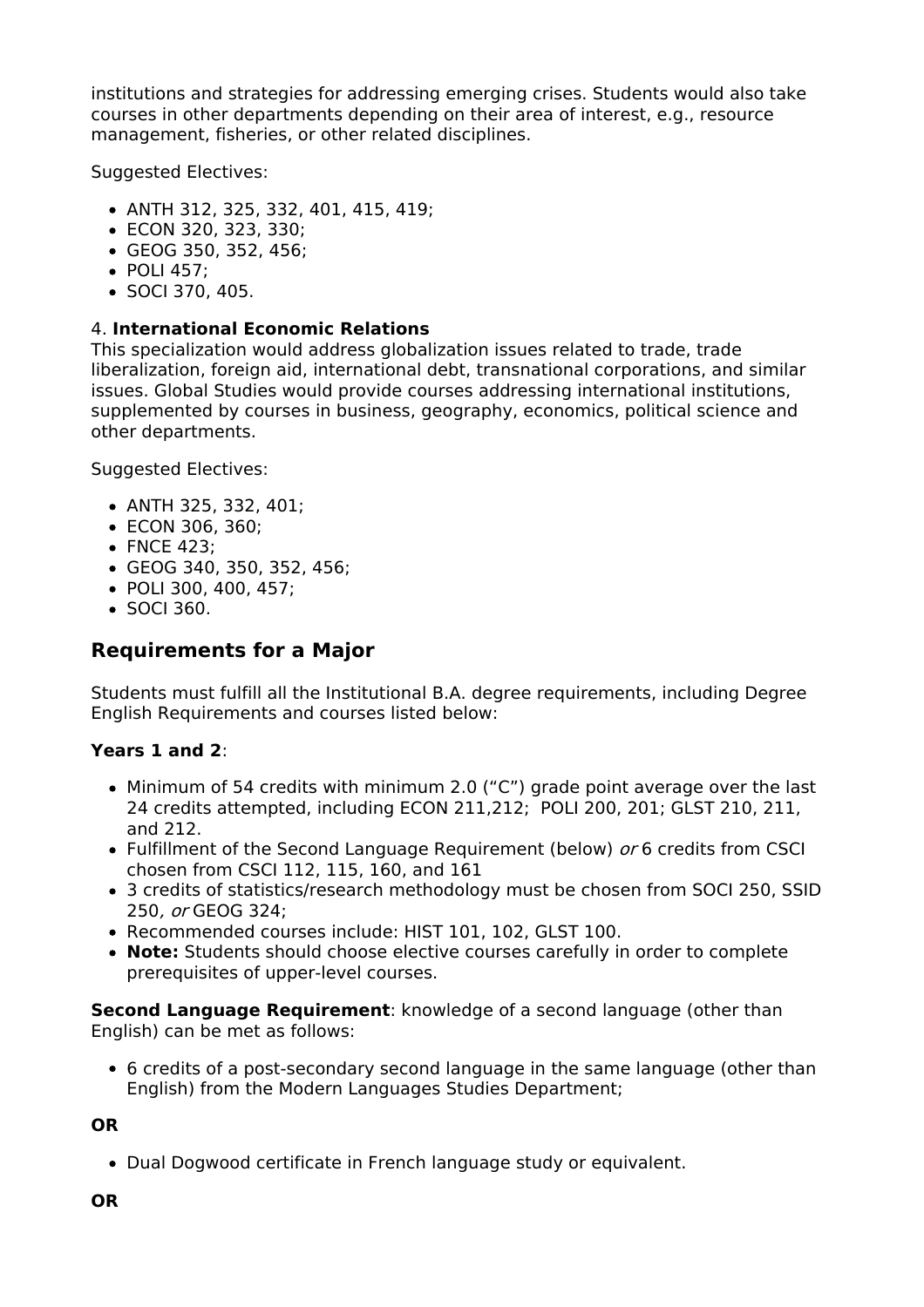institutions and strategies for addressing emerging crises. Students would also take courses in other departments depending on their area of interest, e.g., resource management, fisheries, or other related disciplines.

Suggested Electives:

- ANTH 312, 325, 332, 401, 415, 419;
- ECON 320, 323, 330;
- GEOG 350, 352, 456;
- POLI 457;
- SOCI 370, 405.

4. **International Economic Relations**
This specialization would address globalization issues related to trade, trade liberalization, foreign aid, international debt, transnational corporations, and similar issues. Global Studies would provide courses addressing international institutions, supplemented by courses in business, geography, economics, political science and other departments.

Suggested Electives:

- ANTH 325, 332, 401;
- ECON 306, 360;
- FNCE 423;
- GEOG 340, 350, 352, 456;
- POLI 300, 400, 457;
- SOCI 360.

## Requirements for a Major

Students must fulfill all the Institutional B.A. degree requirements, including Degree English Requirements and courses listed below:

**Years 1 and 2**:

- Minimum of 54 credits with minimum 2.0 ("C") grade point average over the last 24 credits attempted, including ECON 211,212; POLI 200, 201; GLST 210, 211, and 212.
- Fulfillment of the Second Language Requirement (below) *or* 6 credits from CSCI chosen from CSCI 112, 115, 160, and 161
- 3 credits of statistics/research methodology must be chosen from SOCI 250, SSID 250*, or* GEOG 324;
- Recommended courses include: HIST 101, 102, GLST 100.
- **Note:** Students should choose elective courses carefully in order to complete prerequisites of upper-level courses.

**Second Language Requirement**: knowledge of a second language (other than English) can be met as follows:

- 6 credits of a post-secondary second language in the same language (other than English) from the Modern Languages Studies Department;

**OR**

- Dual Dogwood certificate in French language study or equivalent.

**OR**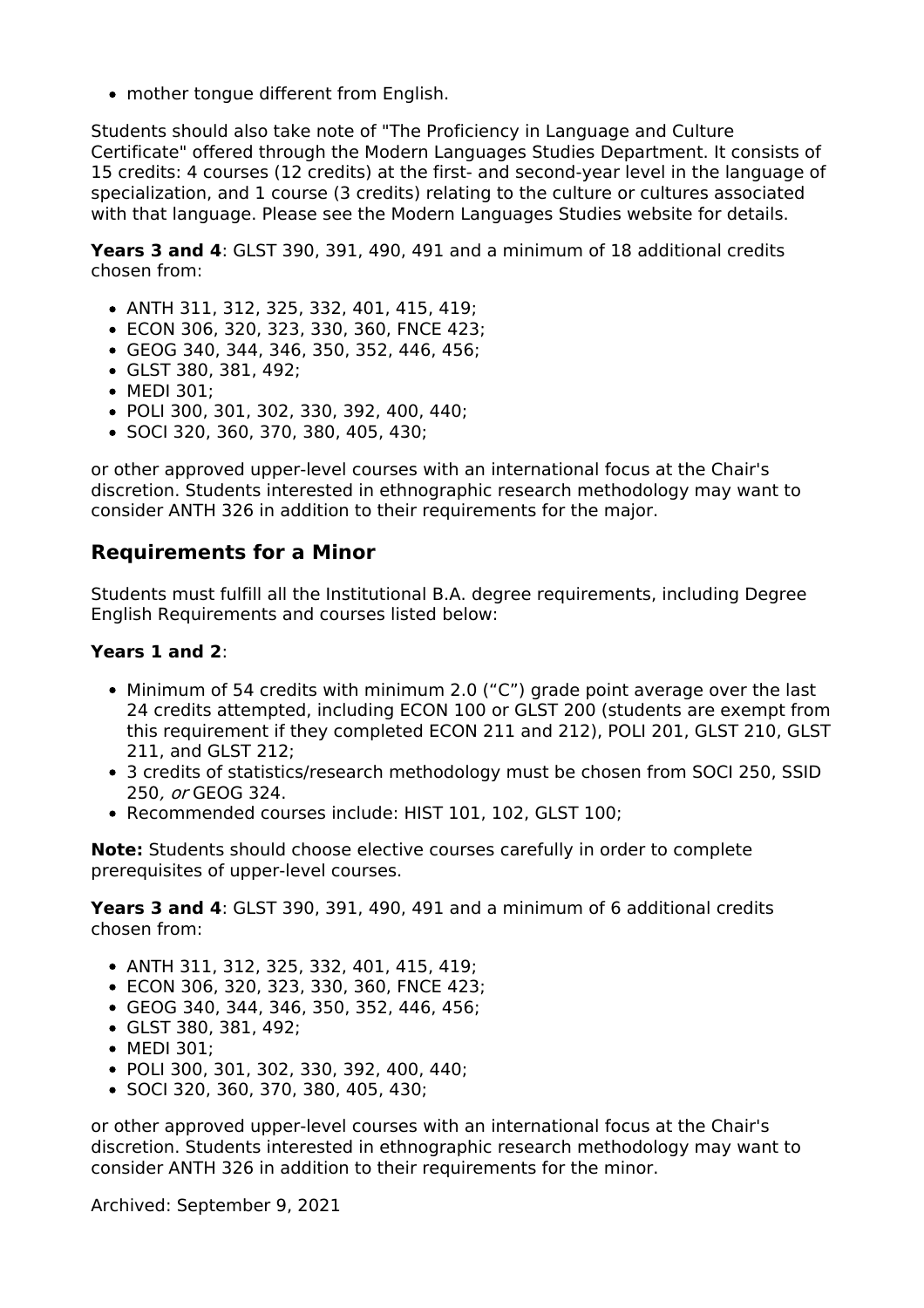- mother tongue different from English.

Students should also take note of "The Proficiency in Language and Culture Certificate" offered through the Modern Languages Studies Department. It consists of 15 credits: 4 courses (12 credits) at the first- and second-year level in the language of specialization, and 1 course (3 credits) relating to the culture or cultures associated with that language. Please see the Modern Languages Studies website for details.

**Years 3 and 4**: GLST 390, 391, 490, 491 and a minimum of 18 additional credits chosen from:

- ANTH 311, 312, 325, 332, 401, 415, 419;
- ECON 306, 320, 323, 330, 360, FNCE 423;
- GEOG 340, 344, 346, 350, 352, 446, 456;
- GLST 380, 381, 492;
- MEDI 301;
- POLI 300, 301, 302, 330, 392, 400, 440;
- SOCI 320, 360, 370, 380, 405, 430;

or other approved upper-level courses with an international focus at the Chair's discretion. Students interested in ethnographic research methodology may want to consider ANTH 326 in addition to their requirements for the major.

## Requirements for a Minor

Students must fulfill all the Institutional B.A. degree requirements, including Degree English Requirements and courses listed below:

**Years 1 and 2**:

- Minimum of 54 credits with minimum 2.0 ("C") grade point average over the last 24 credits attempted, including ECON 100 or GLST 200 (students are exempt from this requirement if they completed ECON 211 and 212), POLI 201, GLST 210, GLST 211, and GLST 212;
- 3 credits of statistics/research methodology must be chosen from SOCI 250, SSID 250*, or* GEOG 324.
- Recommended courses include: HIST 101, 102, GLST 100;

**Note:** Students should choose elective courses carefully in order to complete prerequisites of upper-level courses.

**Years 3 and 4**: GLST 390, 391, 490, 491 and a minimum of 6 additional credits chosen from:

- ANTH 311, 312, 325, 332, 401, 415, 419;
- ECON 306, 320, 323, 330, 360, FNCE 423;
- GEOG 340, 344, 346, 350, 352, 446, 456;
- GLST 380, 381, 492;
- MEDI 301;
- POLI 300, 301, 302, 330, 392, 400, 440;
- SOCI 320, 360, 370, 380, 405, 430;

or other approved upper-level courses with an international focus at the Chair's discretion. Students interested in ethnographic research methodology may want to consider ANTH 326 in addition to their requirements for the minor.

Archived: September 9, 2021